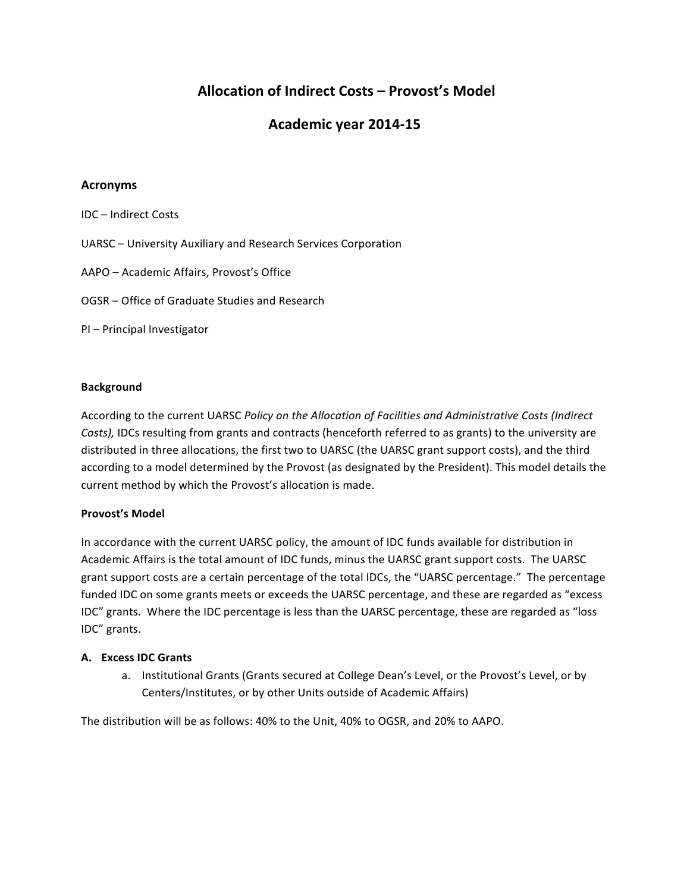# Allocation of Indirect Costs – Provost's Model

# Academic year 2014-15

## Acronyms

IDC – Indirect Costs

UARSC – University Auxiliary and Research Services Corporation

AAPO – Academic Affairs, Provost's Office

OGSR – Office of Graduate Studies and Research

PI – Principal Investigator

**Background**

According to the current UARSC *Policy on the Allocation of Facilities and Administrative Costs (Indirect Costs),* IDCs resulting from grants and contracts (henceforth referred to as grants) to the university are distributed in three allocations, the first two to UARSC (the UARSC grant support costs), and the third according to a model determined by the Provost (as designated by the President). This model details the current method by which the Provost's allocation is made.

**Provost's Model**

In accordance with the current UARSC policy, the amount of IDC funds available for distribution in Academic Affairs is the total amount of IDC funds, minus the UARSC grant support costs. The UARSC grant support costs are a certain percentage of the total IDCs, the "UARSC percentage." The percentage funded IDC on some grants meets or exceeds the UARSC percentage, and these are regarded as "excess IDC" grants. Where the IDC percentage is less than the UARSC percentage, these are regarded as "loss IDC" grants.

**A. Excess IDC Grants**

a. Institutional Grants (Grants secured at College Dean's Level, or the Provost's Level, or by Centers/Institutes, or by other Units outside of Academic Affairs)

The distribution will be as follows: 40% to the Unit, 40% to OGSR, and 20% to AAPO.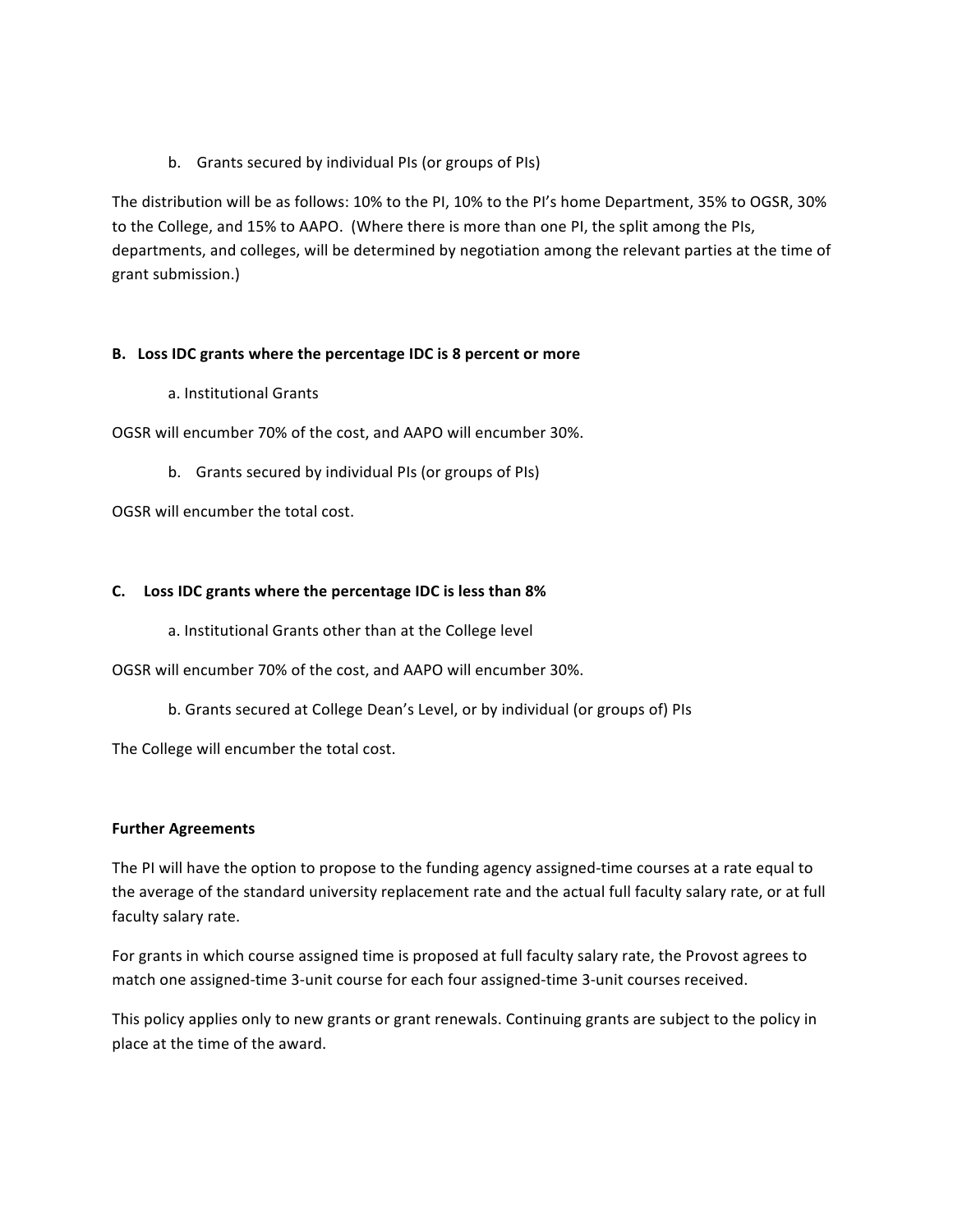b. Grants secured by individual PIs (or groups of PIs)

The distribution will be as follows: 10% to the PI, 10% to the PI's home Department, 35% to OGSR, 30% to the College, and 15% to AAPO. (Where there is more than one PI, the split among the PIs, departments, and colleges, will be determined by negotiation among the relevant parties at the time of grant submission.)

**B. Loss IDC grants where the percentage IDC is 8 percent or more**

a. Institutional Grants

OGSR will encumber 70% of the cost, and AAPO will encumber 30%.

b. Grants secured by individual PIs (or groups of PIs)

OGSR will encumber the total cost.

**C. Loss IDC grants where the percentage IDC is less than 8%**

a. Institutional Grants other than at the College level

OGSR will encumber 70% of the cost, and AAPO will encumber 30%.

b. Grants secured at College Dean's Level, or by individual (or groups of) PIs

The College will encumber the total cost.

**Further Agreements**

The PI will have the option to propose to the funding agency assigned-time courses at a rate equal to the average of the standard university replacement rate and the actual full faculty salary rate, or at full faculty salary rate.

For grants in which course assigned time is proposed at full faculty salary rate, the Provost agrees to match one assigned-time 3-unit course for each four assigned-time 3-unit courses received.

This policy applies only to new grants or grant renewals. Continuing grants are subject to the policy in place at the time of the award.